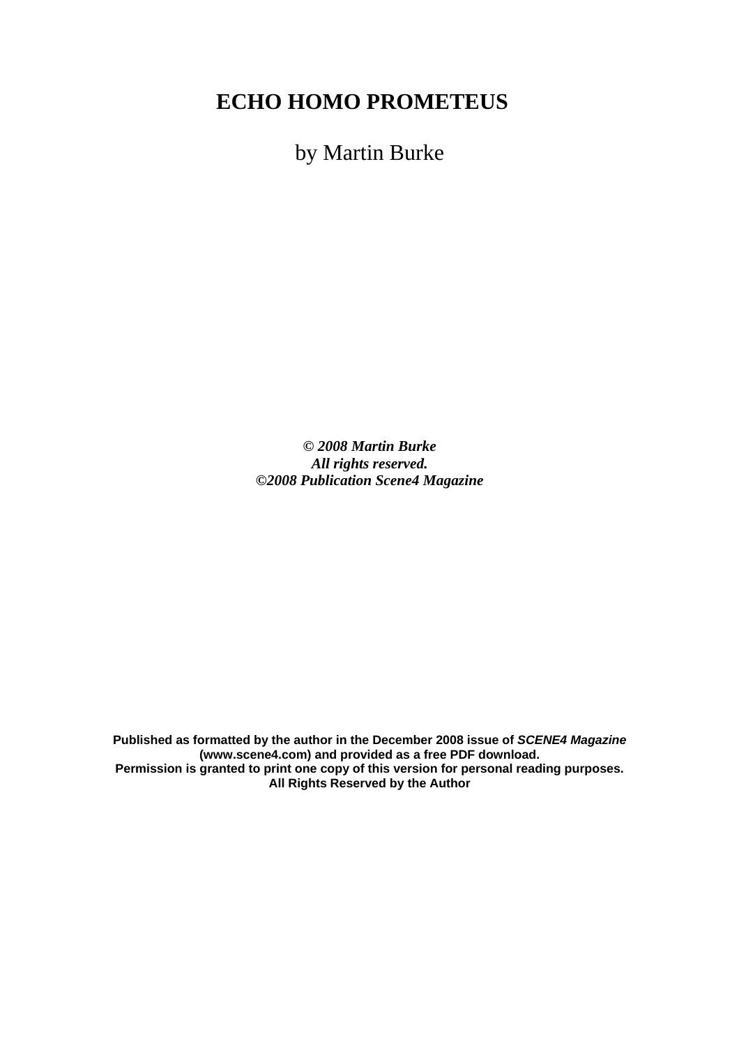# ECHO HOMO PROMETEUS

by Martin Burke

***© 2008 Martin Burke***
***All rights reserved.***
***©2008 Publication Scene4 Magazine***

**Published as formatted by the author in the December 2008 issue of *SCENE4 Magazine* (www.scene4.com) and provided as a free PDF download.**
**Permission is granted to print one copy of this version for personal reading purposes.**
**All Rights Reserved by the Author**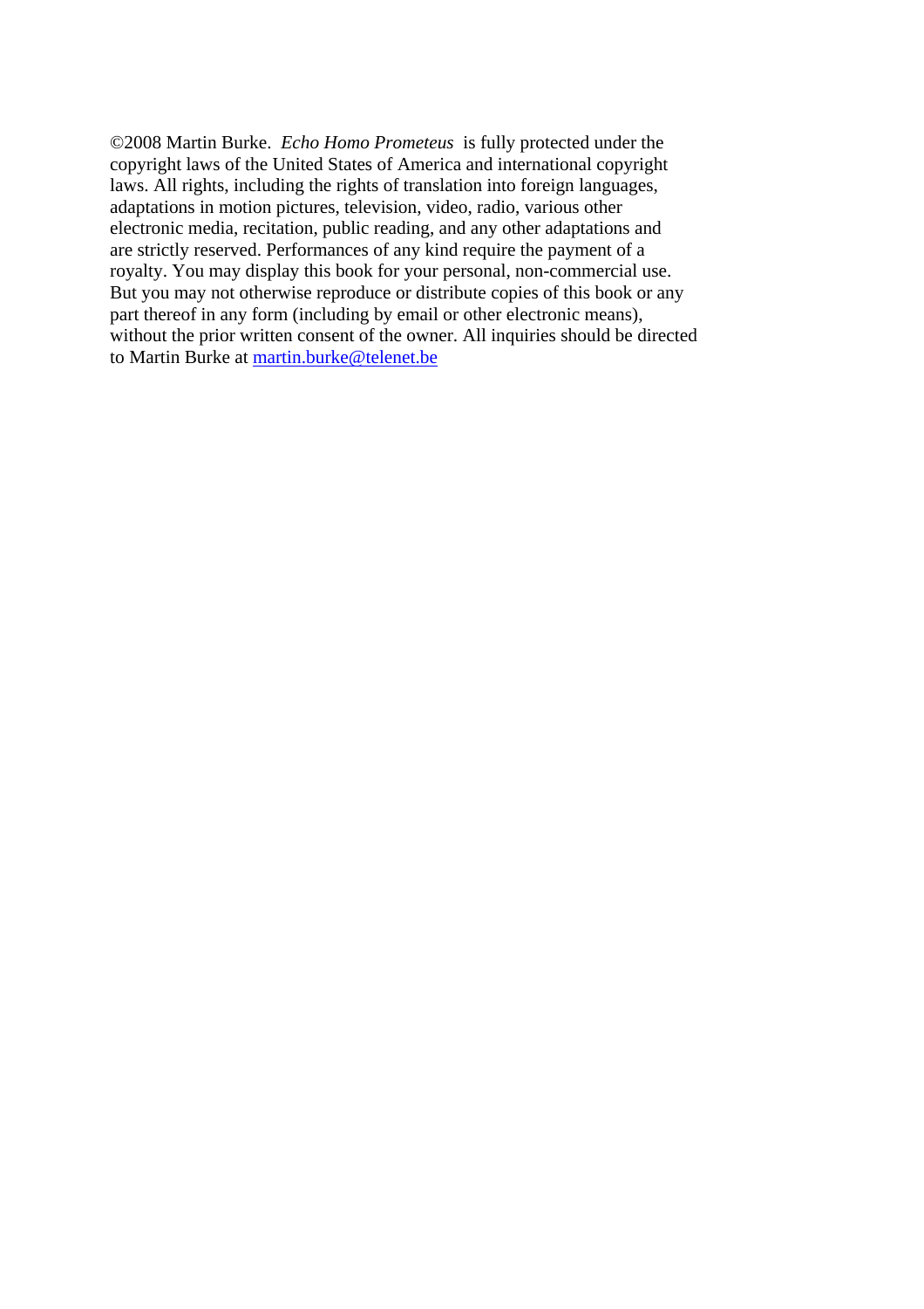©2008 Martin Burke. *Echo Homo Prometeus* is fully protected under the copyright laws of the United States of America and international copyright laws. All rights, including the rights of translation into foreign languages, adaptations in motion pictures, television, video, radio, various other electronic media, recitation, public reading, and any other adaptations and are strictly reserved. Performances of any kind require the payment of a royalty. You may display this book for your personal, non-commercial use. But you may not otherwise reproduce or distribute copies of this book or any part thereof in any form (including by email or other electronic means), without the prior written consent of the owner. All inquiries should be directed to Martin Burke at martin.burke@telenet.be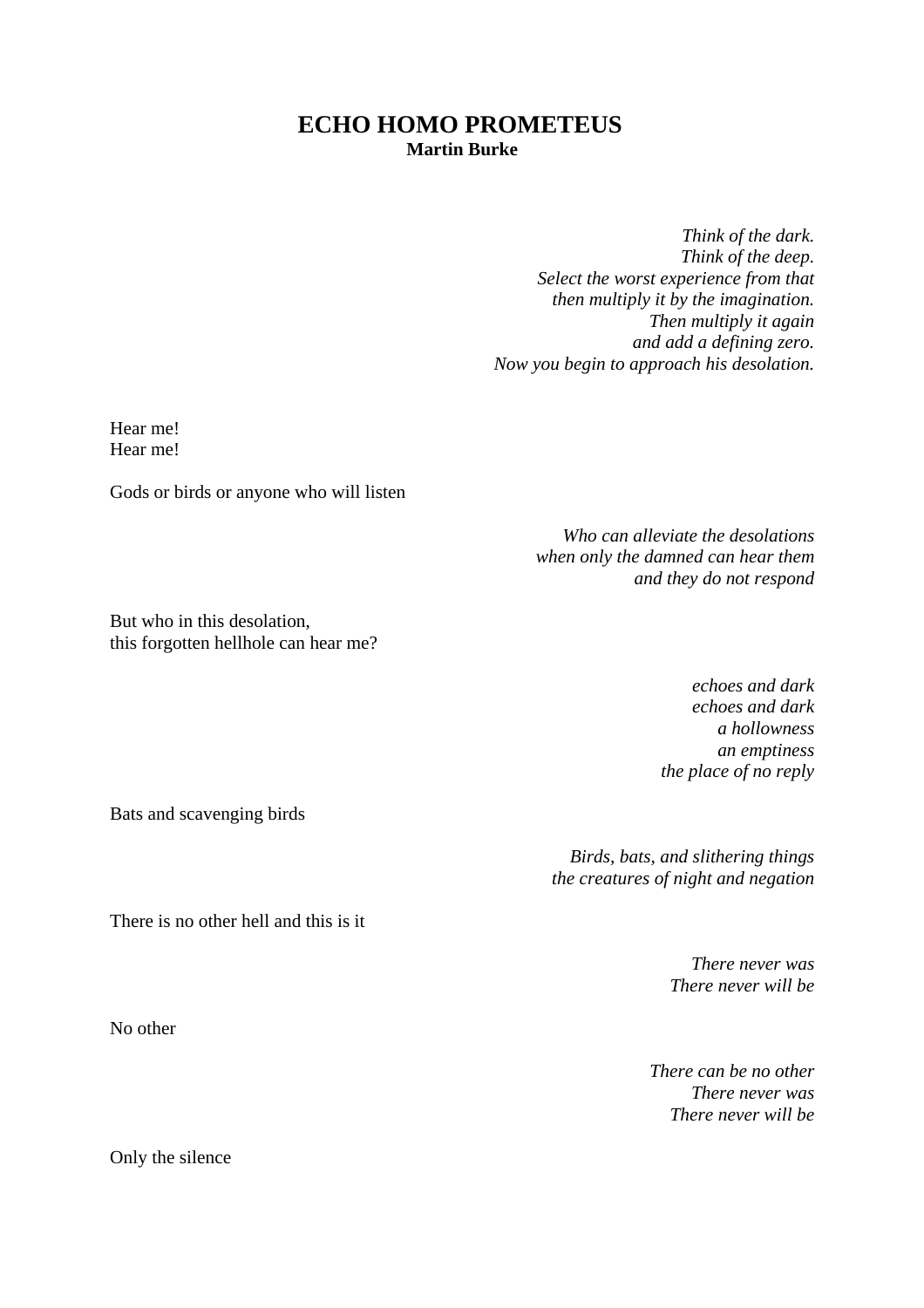# ECHO HOMO PROMETEUS

**Martin Burke**

*Think of the dark.*
*Think of the deep.*
*Select the worst experience from that*
*then multiply it by the imagination.*
*Then multiply it again*
*and add a defining zero.*
*Now you begin to approach his desolation.*

Hear me!
Hear me!

Gods or birds or anyone who will listen

*Who can alleviate the desolations*
*when only the damned can hear them*
*and they do not respond*

But who in this desolation,
this forgotten hellhole can hear me?

*echoes and dark*
*echoes and dark*
*a hollowness*
*an emptiness*
*the place of no reply*

Bats and scavenging birds

*Birds, bats, and slithering things*
*the creatures of night and negation*

There is no other hell and this is it

*There never was*
*There never will be*

No other

*There can be no other*
*There never was*
*There never will be*

Only the silence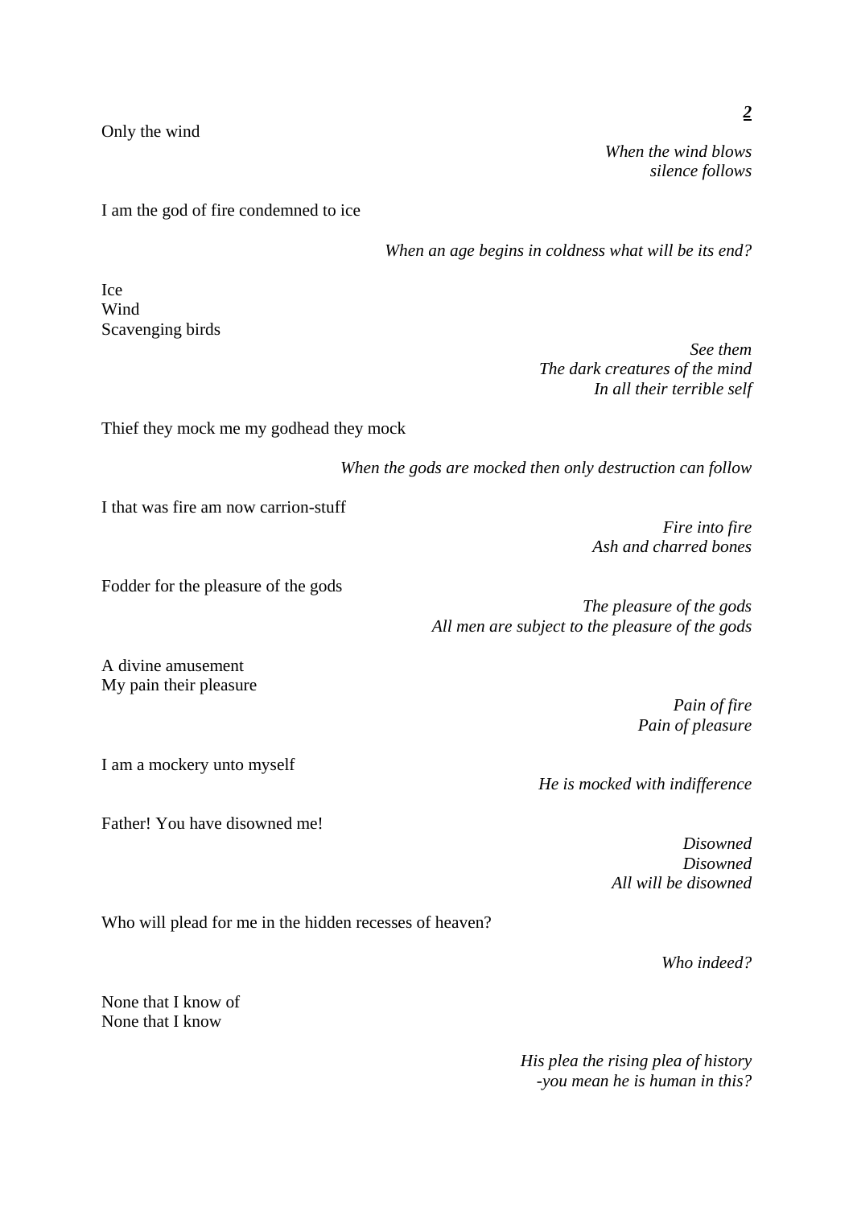**2**

Only the wind

*When the wind blows*
*silence follows*

I am the god of fire condemned to ice

*When an age begins in coldness what will be its end?*

Ice
Wind
Scavenging birds

*See them*
*The dark creatures of the mind*
*In all their terrible self*

Thief they mock me my godhead they mock

*When the gods are mocked then only destruction can follow*

I that was fire am now carrion-stuff

*Fire into fire*
*Ash and charred bones*

Fodder for the pleasure of the gods

*The pleasure of the gods*
*All men are subject to the pleasure of the gods*

A divine amusement
My pain their pleasure

*Pain of fire*
*Pain of pleasure*

I am a mockery unto myself

*He is mocked with indifference*

Father! You have disowned me!

*Disowned*
*Disowned*
*All will be disowned*

Who will plead for me in the hidden recesses of heaven?

*Who indeed?*

None that I know of
None that I know

*His plea the rising plea of history*
*-you mean he is human in this?*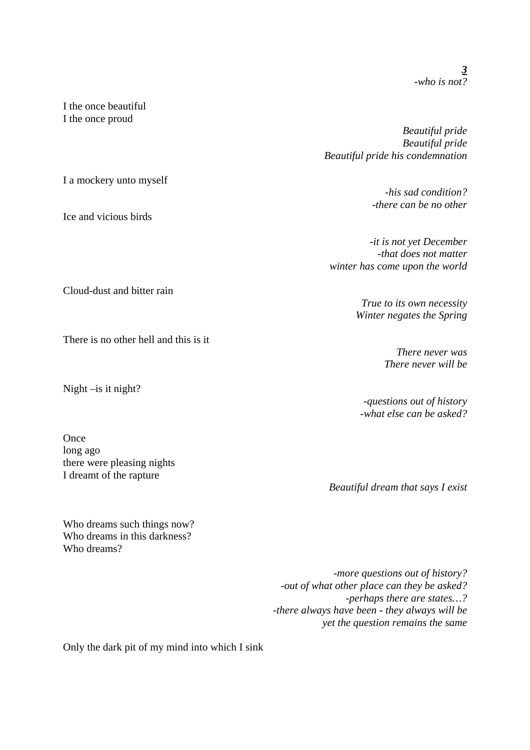***3***
*-who is not?*

I the once beautiful
I the once proud

*Beautiful pride*
*Beautiful pride*
*Beautiful pride his condemnation*

I a mockery unto myself

*-his sad condition?*
*-there can be no other*

Ice and vicious birds

*-it is not yet December*
*-that does not matter*
*winter has come upon the world*

Cloud-dust and bitter rain

*True to its own necessity*
*Winter negates the Spring*

There is no other hell and this is it

*There never was*
*There never will be*

Night –is it night?

*-questions out of history*
*-what else can be asked?*

Once
long ago
there were pleasing nights
I dreamt of the rapture

*Beautiful dream that says I exist*

Who dreams such things now?
Who dreams in this darkness?
Who dreams?

*-more questions out of history?*
*-out of what other place can they be asked?*
*-perhaps there are states…?*
*-there always have been - they always will be*
*yet the question remains the same*

Only the dark pit of my mind into which I sink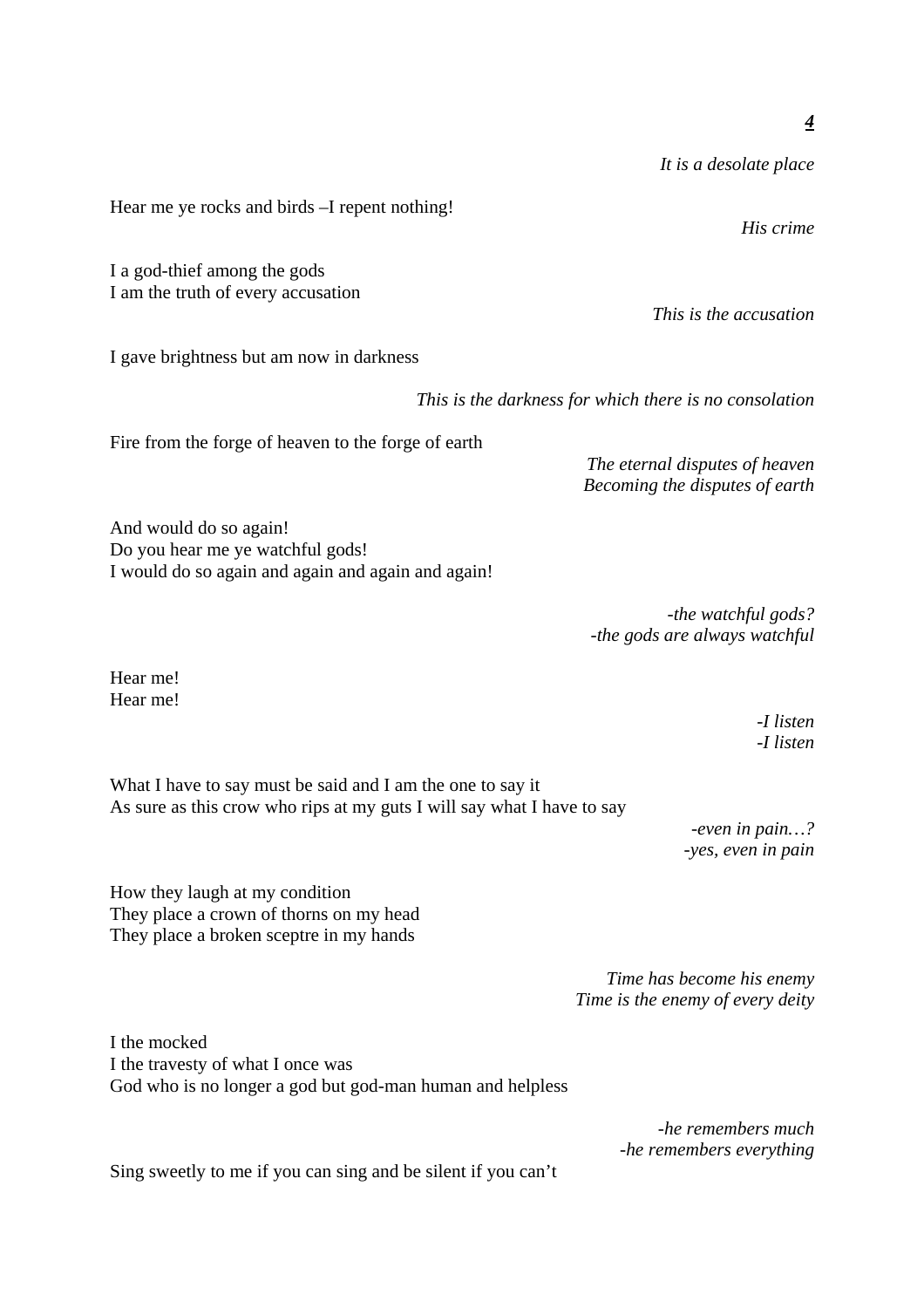***4***

*It is a desolate place*

Hear me ye rocks and birds –I repent nothing!

*His crime*

I a god-thief among the gods
I am the truth of every accusation

*This is the accusation*

I gave brightness but am now in darkness

*This is the darkness for which there is no consolation*

Fire from the forge of heaven to the forge of earth

*The eternal disputes of heaven*
*Becoming the disputes of earth*

And would do so again!
Do you hear me ye watchful gods!
I would do so again and again and again and again!

*-the watchful gods?*
*-the gods are always watchful*

Hear me!
Hear me!

*-I listen*
*-I listen*

What I have to say must be said and I am the one to say it
As sure as this crow who rips at my guts I will say what I have to say

*-even in pain…?*
*-yes, even in pain*

How they laugh at my condition
They place a crown of thorns on my head
They place a broken sceptre in my hands

*Time has become his enemy*
*Time is the enemy of every deity*

I the mocked
I the travesty of what I once was
God who is no longer a god but god-man human and helpless

*-he remembers much*
*-he remembers everything*

Sing sweetly to me if you can sing and be silent if you can't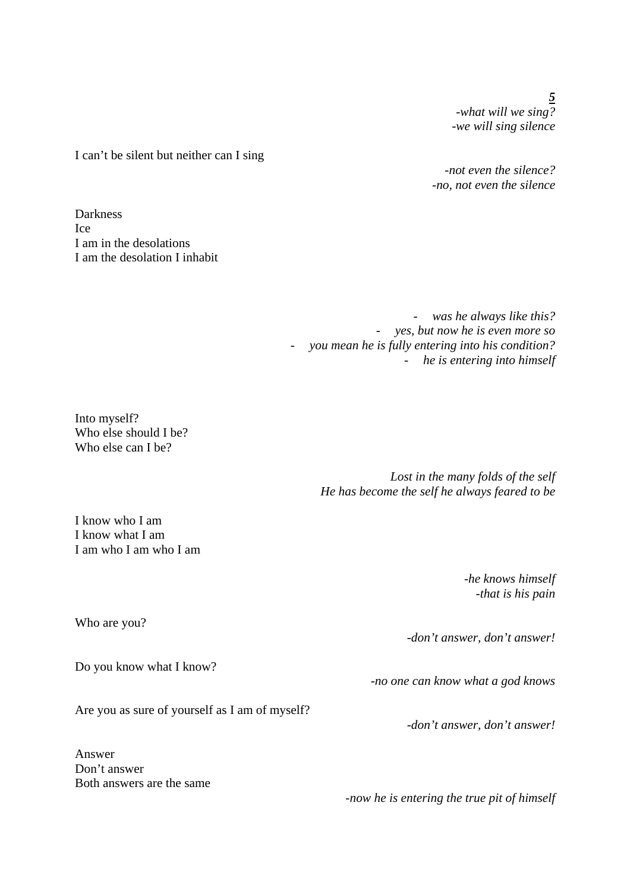***5***

*-what will we sing?*
*-we will sing silence*

I can't be silent but neither can I sing

*-not even the silence?*
*-no, not even the silence*

Darkness
Ice
I am in the desolations
I am the desolation I inhabit

- *was he always like this?*
- *yes, but now he is even more so*
- *you mean he is fully entering into his condition?*
- *he is entering into himself*

Into myself?
Who else should I be?
Who else can I be?

*Lost in the many folds of the self*
*He has become the self he always feared to be*

I know who I am
I know what I am
I am who I am who I am

*-he knows himself*
*-that is his pain*

Who are you?

*-don't answer, don't answer!*

Do you know what I know?

*-no one can know what a god knows*

Are you as sure of yourself as I am of myself?

*-don't answer, don't answer!*

Answer
Don't answer
Both answers are the same

*-now he is entering the true pit of himself*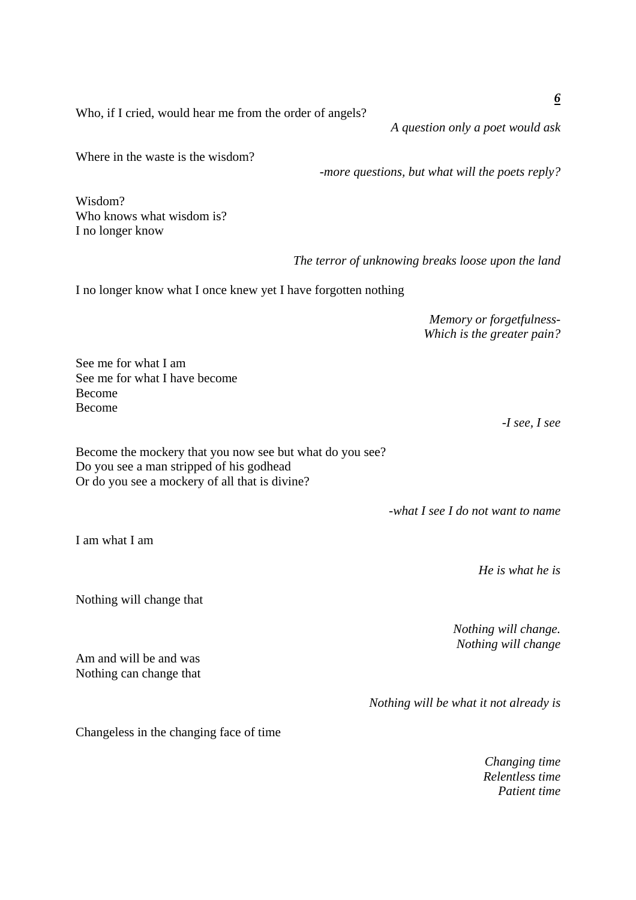***6***

Who, if I cried, would hear me from the order of angels?

*A question only a poet would ask*

Where in the waste is the wisdom?

*-more questions, but what will the poets reply?*

Wisdom?
Who knows what wisdom is?
I no longer know

*The terror of unknowing breaks loose upon the land*

I no longer know what I once knew yet I have forgotten nothing

*Memory or forgetfulness-*
*Which is the greater pain?*

See me for what I am
See me for what I have become
Become
Become

*-I see, I see*

Become the mockery that you now see but what do you see?
Do you see a man stripped of his godhead
Or do you see a mockery of all that is divine?

*-what I see I do not want to name*

I am what I am

*He is what he is*

Nothing will change that

*Nothing will change.*
*Nothing will change*

Am and will be and was
Nothing can change that

*Nothing will be what it not already is*

Changeless in the changing face of time

*Changing time*
*Relentless time*
*Patient time*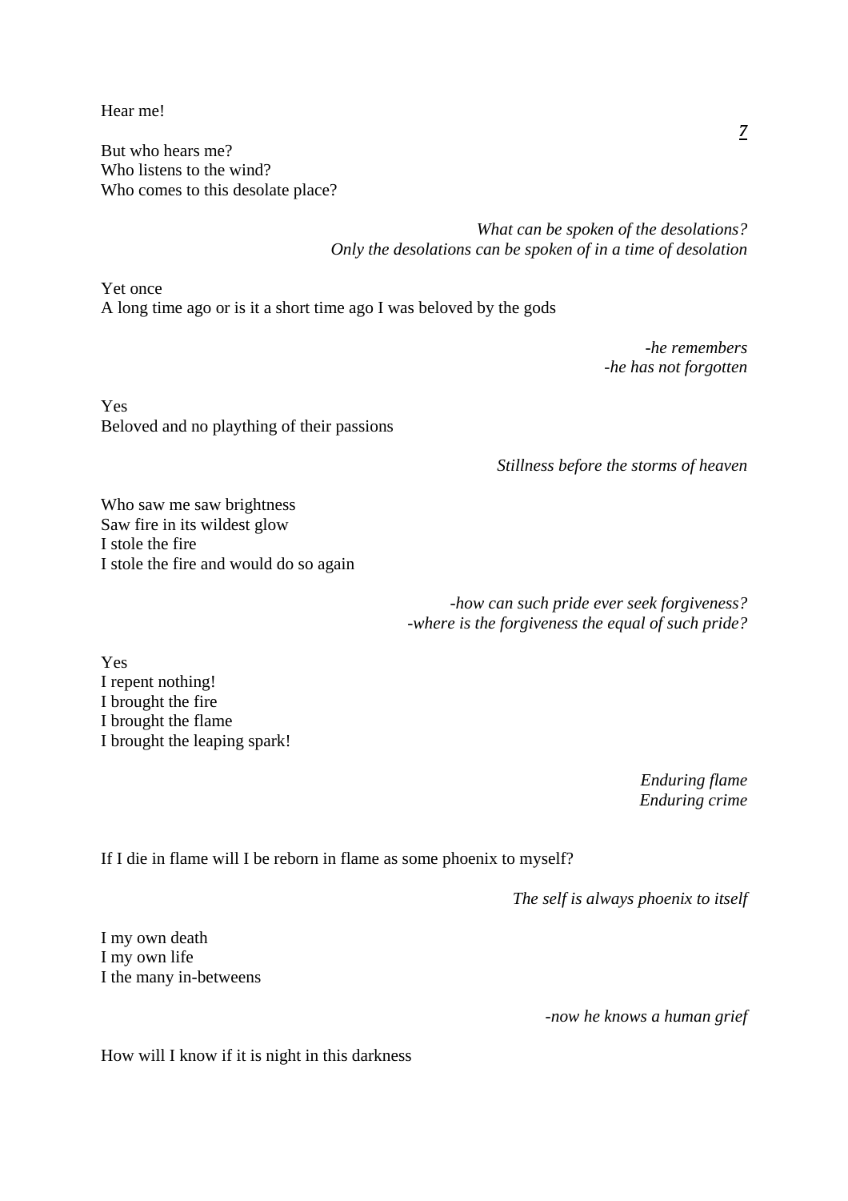Hear me!

But who hears me?
Who listens to the wind?
Who comes to this desolate place?

*What can be spoken of the desolations?*
*Only the desolations can be spoken of in a time of desolation*

Yet once
A long time ago or is it a short time ago I was beloved by the gods

*-he remembers*
*-he has not forgotten*

Yes
Beloved and no plaything of their passions

*Stillness before the storms of heaven*

Who saw me saw brightness
Saw fire in its wildest glow
I stole the fire
I stole the fire and would do so again

*-how can such pride ever seek forgiveness?*
*-where is the forgiveness the equal of such pride?*

Yes
I repent nothing!
I brought the fire
I brought the flame
I brought the leaping spark!

*Enduring flame*
*Enduring crime*

If I die in flame will I be reborn in flame as some phoenix to myself?

*The self is always phoenix to itself*

I my own death
I my own life
I the many in-betweens

*-now he knows a human grief*

How will I know if it is night in this darkness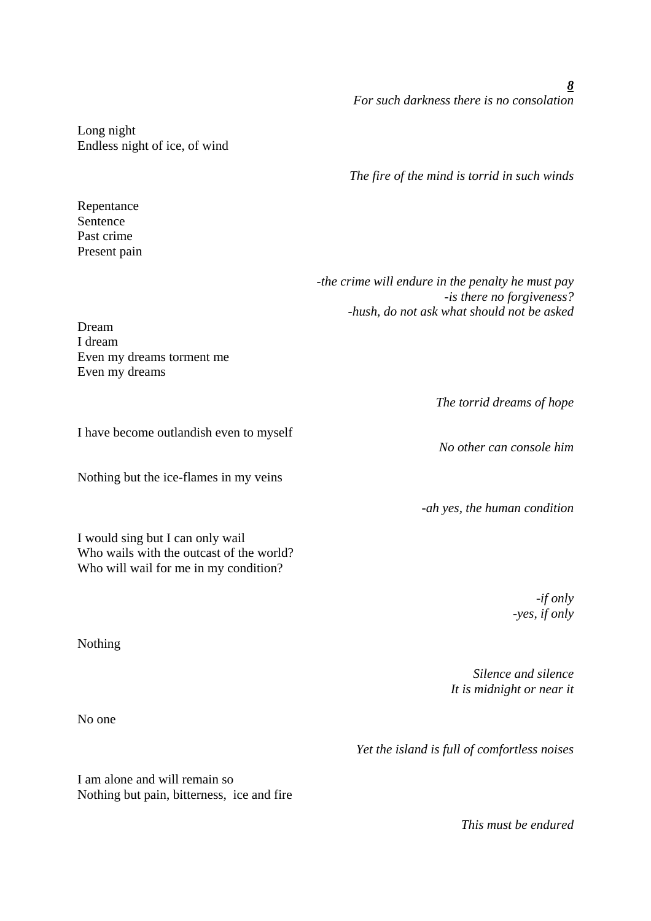***8***

*For such darkness there is no consolation*

Long night
Endless night of ice, of wind

*The fire of the mind is torrid in such winds*

Repentance
Sentence
Past crime
Present pain

*-the crime will endure in the penalty he must pay*
*-is there no forgiveness?*
*-hush, do not ask what should not be asked*

Dream
I dream
Even my dreams torment me
Even my dreams

*The torrid dreams of hope*

I have become outlandish even to myself

*No other can console him*

Nothing but the ice-flames in my veins

*-ah yes, the human condition*

I would sing but I can only wail
Who wails with the outcast of the world?
Who will wail for me in my condition?

*-if only*
*-yes, if only*

Nothing

*Silence and silence*
*It is midnight or near it*

No one

*Yet the island is full of comfortless noises*

I am alone and will remain so
Nothing but pain, bitterness, ice and fire

*This must be endured*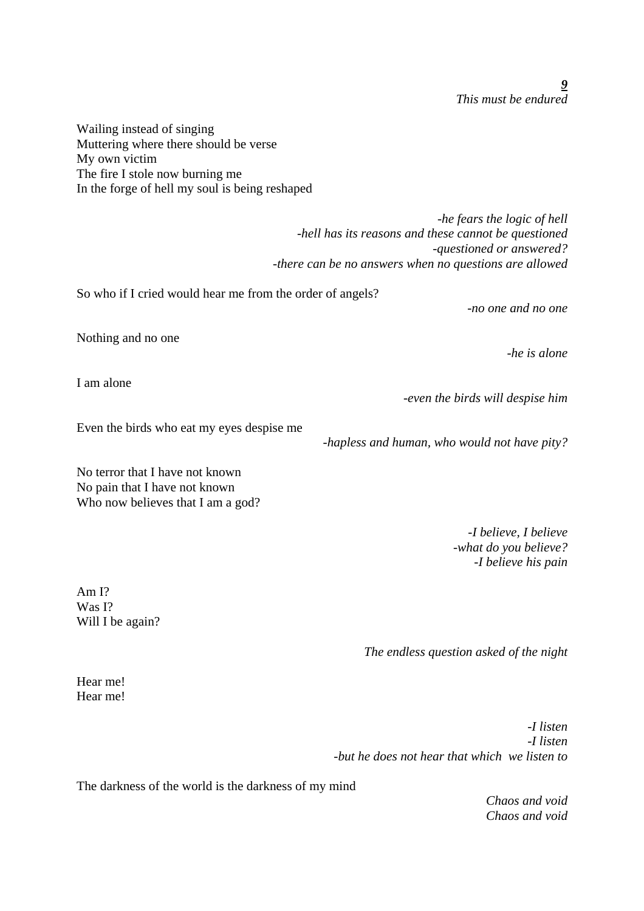***9***

*This must be endured*

Wailing instead of singing  
Muttering where there should be verse  
My own victim  
The fire I stole now burning me  
In the forge of hell my soul is being reshaped

*-he fears the logic of hell*  
*-hell has its reasons and these cannot be questioned*  
*-questioned or answered?*  
*-there can be no answers when no questions are allowed*

So who if I cried would hear me from the order of angels?

*-no one and no one*

Nothing and no one

*-he is alone*

I am alone

*-even the birds will despise him*

Even the birds who eat my eyes despise me

*-hapless and human, who would not have pity?*

No terror that I have not known  
No pain that I have not known  
Who now believes that I am a god?

*-I believe, I believe*  
*-what do you believe?*  
*-I believe his pain*

Am I?  
Was I?  
Will I be again?

*The endless question asked of the night*

Hear me!  
Hear me!

*-I listen*  
*-I listen*  
*-but he does not hear that which we listen to*

The darkness of the world is the darkness of my mind

*Chaos and void*  
*Chaos and void*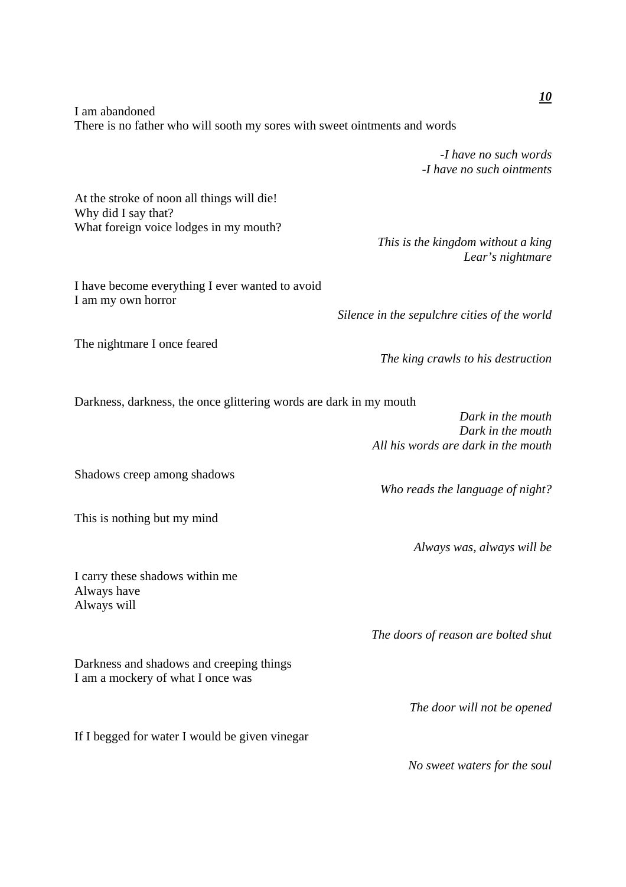***10***

I am abandoned
There is no father who will sooth my sores with sweet ointments and words

*-I have no such words*
*-I have no such ointments*

At the stroke of noon all things will die!
Why did I say that?
What foreign voice lodges in my mouth?

*This is the kingdom without a king*
*Lear's nightmare*

I have become everything I ever wanted to avoid
I am my own horror

*Silence in the sepulchre cities of the world*

The nightmare I once feared

*The king crawls to his destruction*

Darkness, darkness, the once glittering words are dark in my mouth

*Dark in the mouth*
*Dark in the mouth*
*All his words are dark in the mouth*

Shadows creep among shadows

*Who reads the language of night?*

This is nothing but my mind

*Always was, always will be*

I carry these shadows within me
Always have
Always will

*The doors of reason are bolted shut*

Darkness and shadows and creeping things
I am a mockery of what I once was

*The door will not be opened*

If I begged for water I would be given vinegar

*No sweet waters for the soul*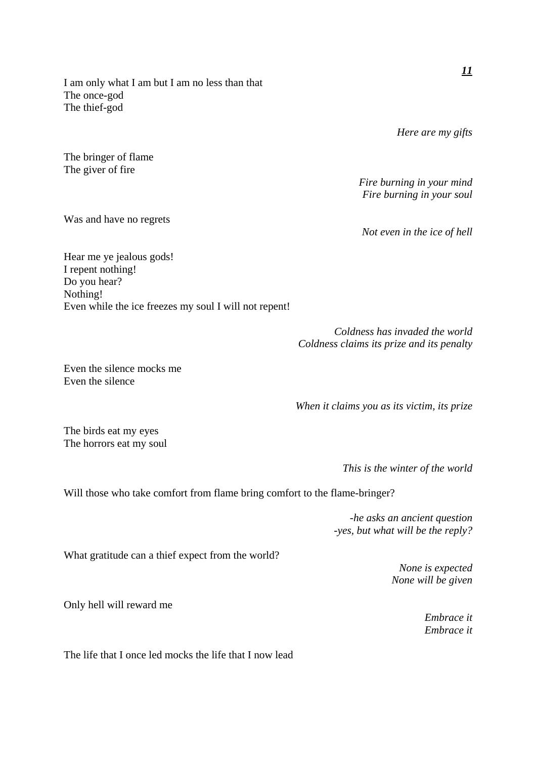## ***11***

I am only what I am but I am no less than that
The once-god
The thief-god

*Here are my gifts*

The bringer of flame
The giver of fire

*Fire burning in your mind*
*Fire burning in your soul*

Was and have no regrets

*Not even in the ice of hell*

Hear me ye jealous gods!
I repent nothing!
Do you hear?
Nothing!
Even while the ice freezes my soul I will not repent!

*Coldness has invaded the world*
*Coldness claims its prize and its penalty*

Even the silence mocks me
Even the silence

*When it claims you as its victim, its prize*

The birds eat my eyes
The horrors eat my soul

*This is the winter of the world*

Will those who take comfort from flame bring comfort to the flame-bringer?

*-he asks an ancient question*
*-yes, but what will be the reply?*

What gratitude can a thief expect from the world?

*None is expected*
*None will be given*

Only hell will reward me

*Embrace it*
*Embrace it*

The life that I once led mocks the life that I now lead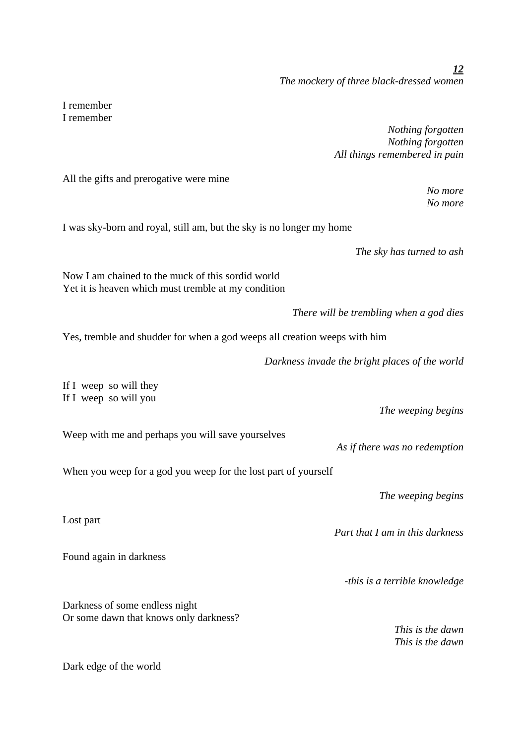***12***

*The mockery of three black-dressed women*

I remember
I remember

*Nothing forgotten*
*Nothing forgotten*
*All things remembered in pain*

All the gifts and prerogative were mine

*No more*
*No more*

I was sky-born and royal, still am, but the sky is no longer my home

*The sky has turned to ash*

Now I am chained to the muck of this sordid world
Yet it is heaven which must tremble at my condition

*There will be trembling when a god dies*

Yes, tremble and shudder for when a god weeps all creation weeps with him

*Darkness invade the bright places of the world*

If I  weep  so will they
If I  weep  so will you

*The weeping begins*

Weep with me and perhaps you will save yourselves

*As if there was no redemption*

When you weep for a god you weep for the lost part of yourself

*The weeping begins*

Lost part

*Part that I am in this darkness*

Found again in darkness

*-this is a terrible knowledge*

Darkness of some endless night
Or some dawn that knows only darkness?

*This is the dawn*
*This is the dawn*

Dark edge of the world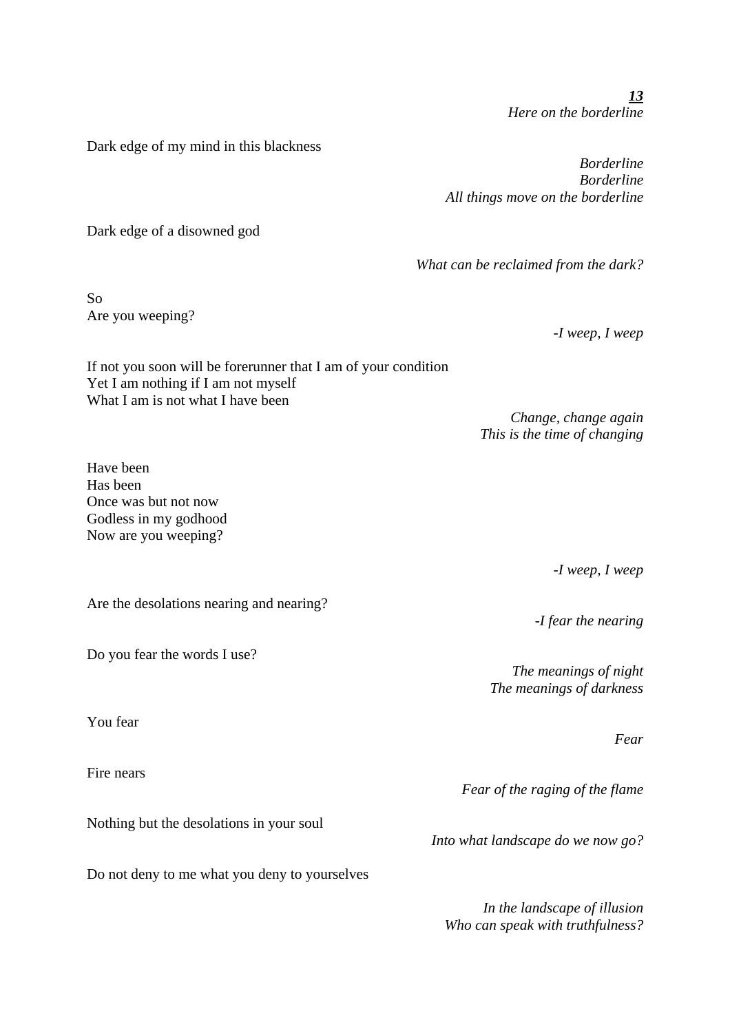***13***

*Here on the borderline*

Dark edge of my mind in this blackness

*Borderline*
*Borderline*
*All things move on the borderline*

Dark edge of a disowned god

*What can be reclaimed from the dark?*

So
Are you weeping?

*-I weep, I weep*

If not you soon will be forerunner that I am of your condition
Yet I am nothing if I am not myself
What I am is not what I have been

*Change, change again*
*This is the time of changing*

Have been
Has been
Once was but not now
Godless in my godhood
Now are you weeping?

*-I weep, I weep*

Are the desolations nearing and nearing?

*-I fear the nearing*

Do you fear the words I use?

*The meanings of night*
*The meanings of darkness*

You fear

*Fear*

Fire nears

*Fear of the raging of the flame*

Nothing but the desolations in your soul

*Into what landscape do we now go?*

Do not deny to me what you deny to yourselves

*In the landscape of illusion*
*Who can speak with truthfulness?*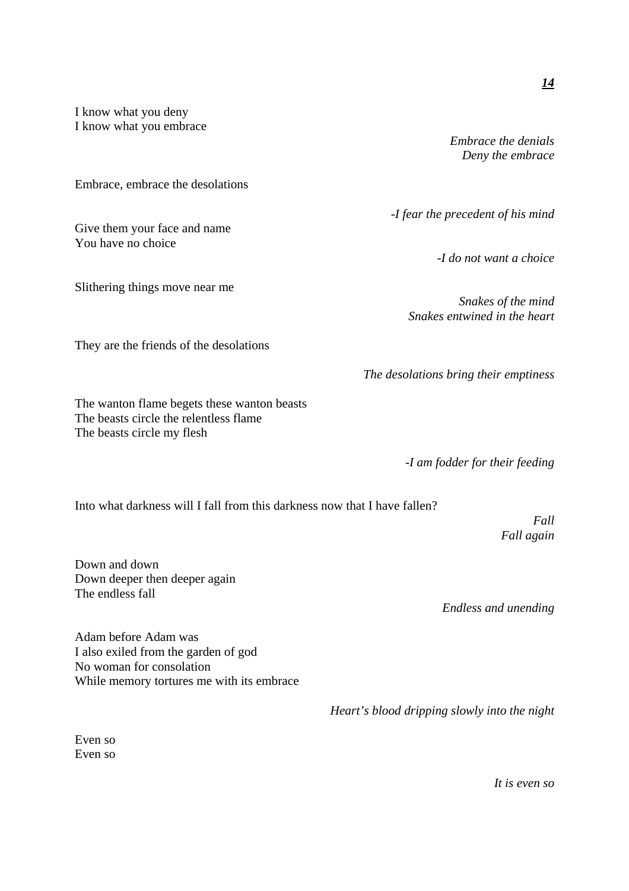***14***

I know what you deny
I know what you embrace

*Embrace the denials*
*Deny the embrace*

Embrace, embrace the desolations

*-I fear the precedent of his mind*

Give them your face and name
You have no choice

*-I do not want a choice*

Slithering things move near me

*Snakes of the mind*
*Snakes entwined in the heart*

They are the friends of the desolations

*The desolations bring their emptiness*

The wanton flame begets these wanton beasts
The beasts circle the relentless flame
The beasts circle my flesh

*-I am fodder for their feeding*

Into what darkness will I fall from this darkness now that I have fallen?

*Fall*
*Fall again*

Down and down
Down deeper then deeper again
The endless fall

*Endless and unending*

Adam before Adam was
I also exiled from the garden of god
No woman for consolation
While memory tortures me with its embrace

*Heart's blood dripping slowly into the night*

Even so
Even so

*It is even so*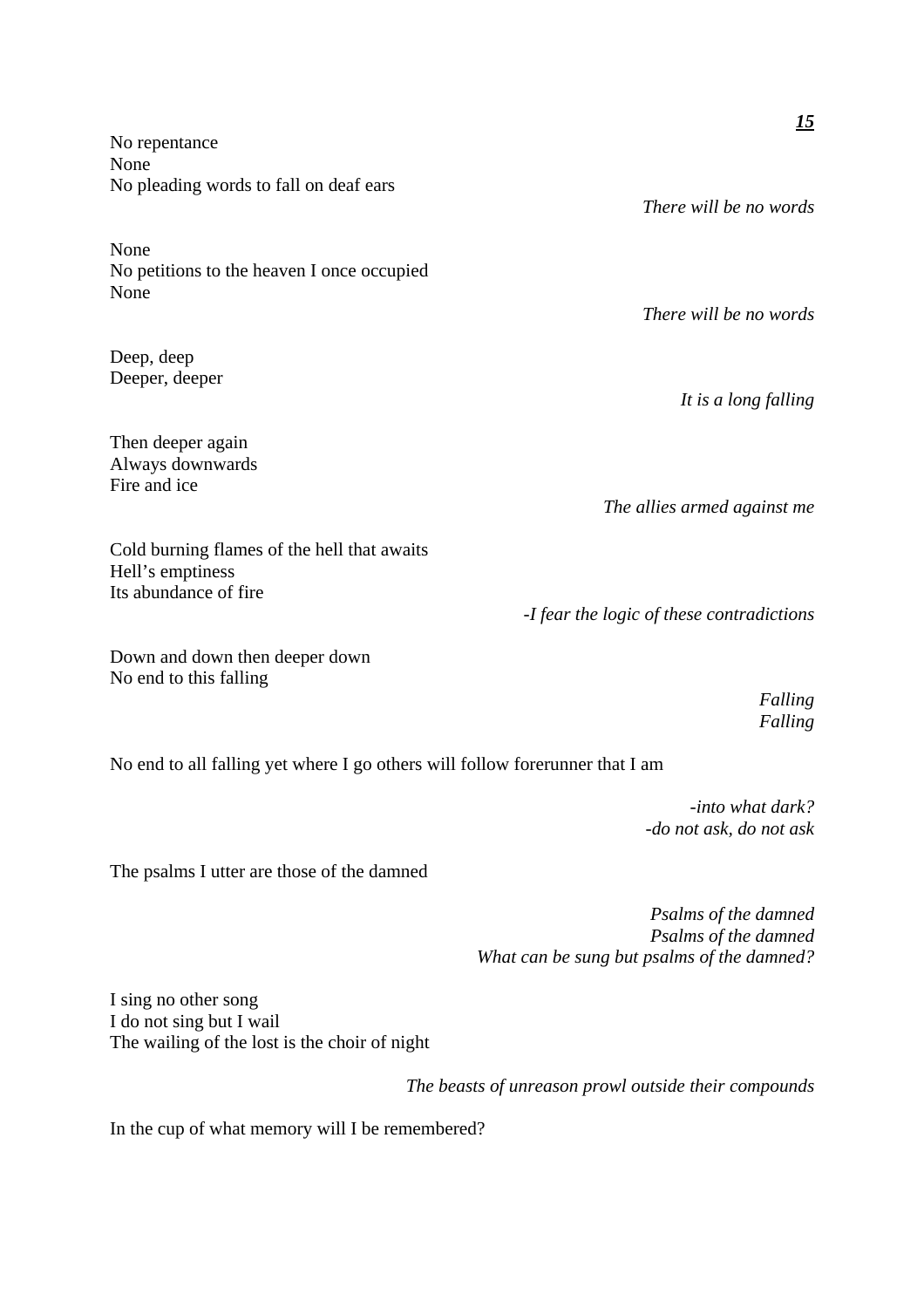**15**

No repentance
None
No pleading words to fall on deaf ears

*There will be no words*

None
No petitions to the heaven I once occupied
None

*There will be no words*

Deep, deep
Deeper, deeper

*It is a long falling*

Then deeper again
Always downwards
Fire and ice

*The allies armed against me*

Cold burning flames of the hell that awaits
Hell's emptiness
Its abundance of fire

*-I fear the logic of these contradictions*

Down and down then deeper down
No end to this falling

*Falling*
*Falling*

No end to all falling yet where I go others will follow forerunner that I am

*-into what dark?*
*-do not ask, do not ask*

The psalms I utter are those of the damned

*Psalms of the damned*
*Psalms of the damned*
*What can be sung but psalms of the damned?*

I sing no other song
I do not sing but I wail
The wailing of the lost is the choir of night

*The beasts of unreason prowl outside their compounds*

In the cup of what memory will I be remembered?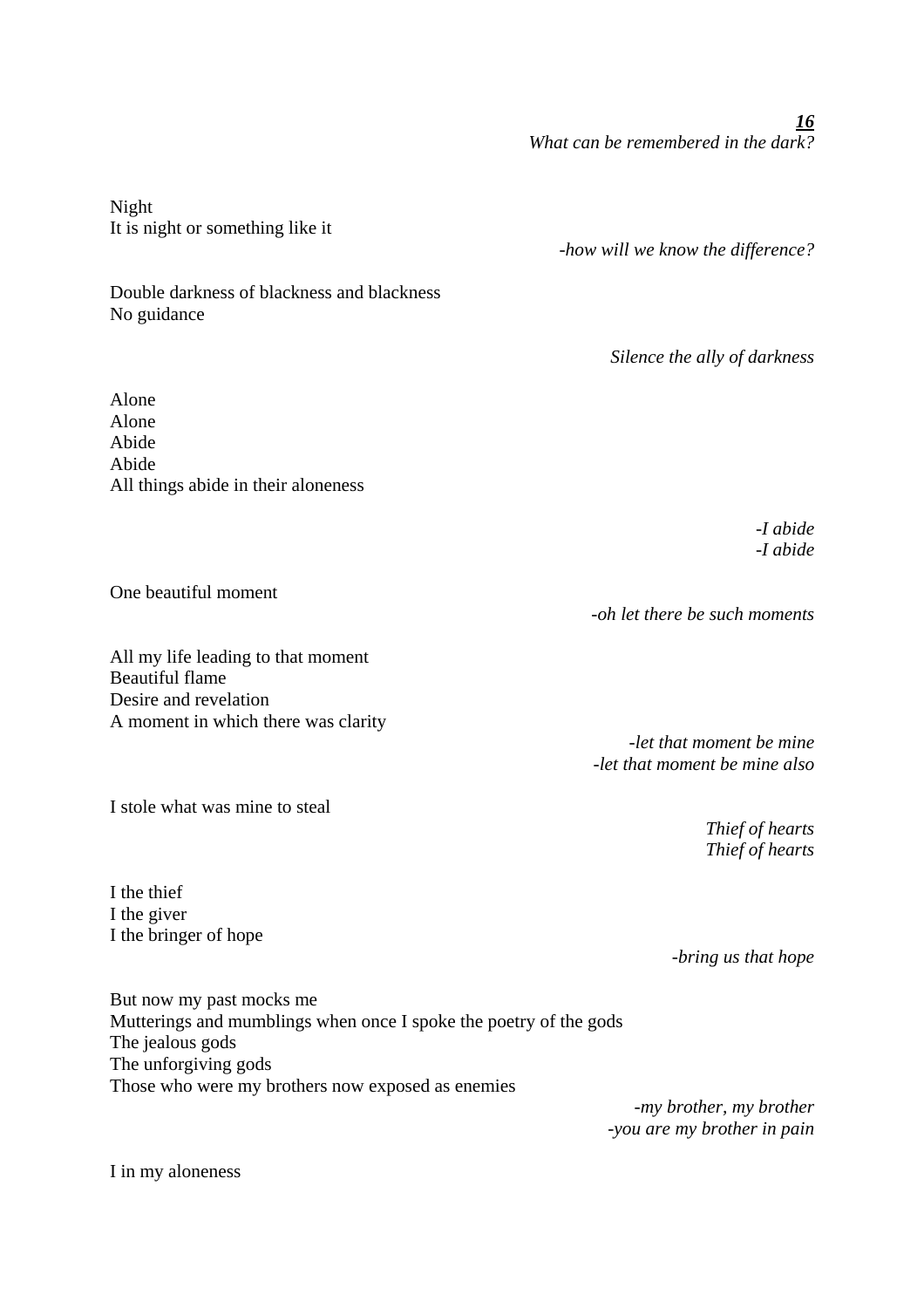***16***
*What can be remembered in the dark?*

Night
It is night or something like it

*-how will we know the difference?*

Double darkness of blackness and blackness
No guidance

*Silence the ally of darkness*

Alone
Alone
Abide
Abide
All things abide in their aloneness

*-I abide*
*-I abide*

One beautiful moment

*-oh let there be such moments*

All my life leading to that moment
Beautiful flame
Desire and revelation
A moment in which there was clarity

*-let that moment be mine*
*-let that moment be mine also*

I stole what was mine to steal

*Thief of hearts*
*Thief of hearts*

I the thief
I the giver
I the bringer of hope

*-bring us that hope*

But now my past mocks me
Mutterings and mumblings when once I spoke the poetry of the gods
The jealous gods
The unforgiving gods
Those who were my brothers now exposed as enemies

*-my brother, my brother*
*-you are my brother in pain*

I in my aloneness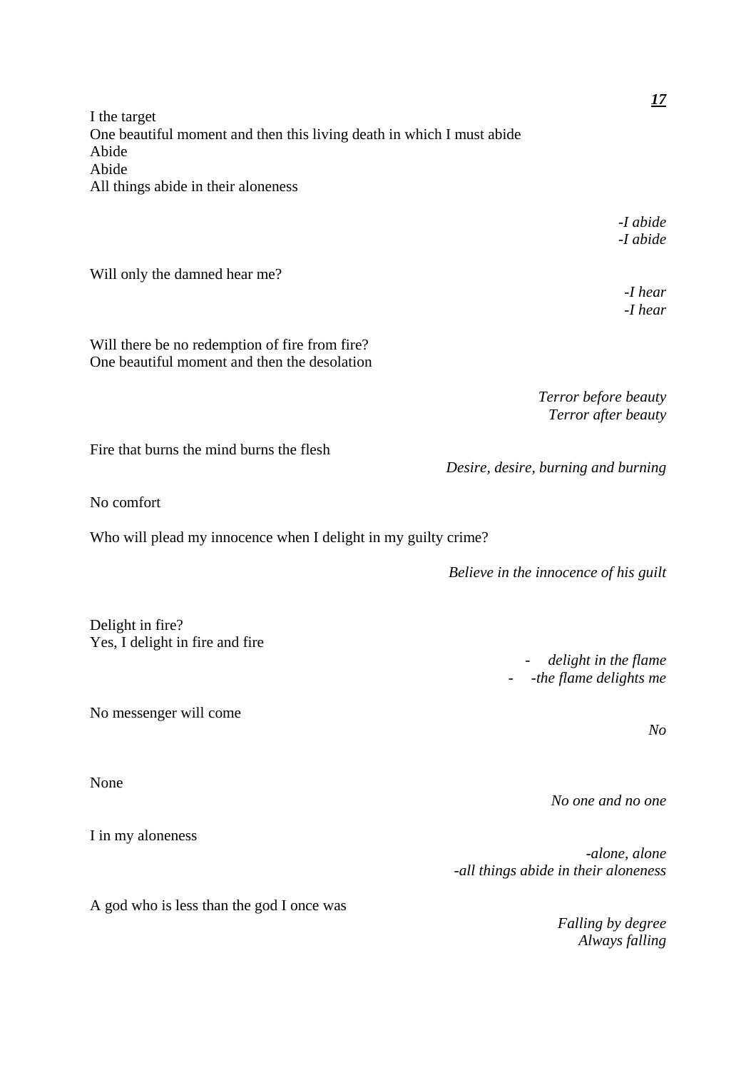I the target
One beautiful moment and then this living death in which I must abide
Abide
Abide
All things abide in their aloneness

*-I abide*
*-I abide*

Will only the damned hear me?

*-I hear*
*-I hear*

Will there be no redemption of fire from fire?
One beautiful moment and then the desolation

*Terror before beauty*
*Terror after beauty*

Fire that burns the mind burns the flesh

*Desire, desire, burning and burning*

No comfort

Who will plead my innocence when I delight in my guilty crime?

*Believe in the innocence of his guilt*

Delight in fire?
Yes, I delight in fire and fire

- *delight in the flame*
- *-the flame delights me*

No messenger will come

*No*

None

*No one and no one*

I in my aloneness

*-alone, alone*
*-all things abide in their aloneness*

A god who is less than the god I once was

*Falling by degree*
*Always falling*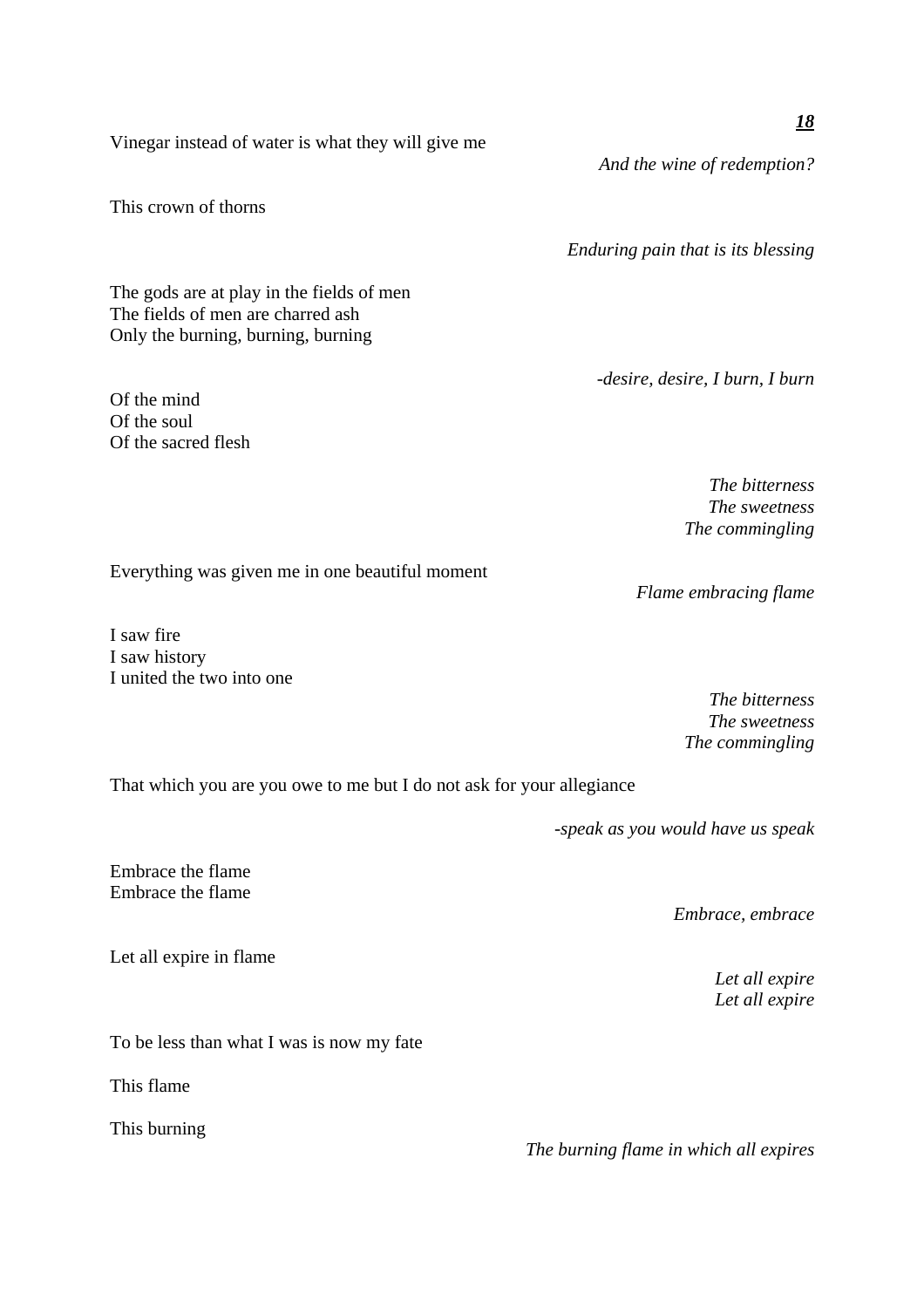**18**

Vinegar instead of water is what they will give me

*And the wine of redemption?*

This crown of thorns

*Enduring pain that is its blessing*

The gods are at play in the fields of men
The fields of men are charred ash
Only the burning, burning, burning

*-desire, desire, I burn, I burn*

Of the mind
Of the soul
Of the sacred flesh

*The bitterness*
*The sweetness*
*The commingling*

Everything was given me in one beautiful moment

*Flame embracing flame*

I saw fire
I saw history
I united the two into one

*The bitterness*
*The sweetness*
*The commingling*

That which you are you owe to me but I do not ask for your allegiance

*-speak as you would have us speak*

Embrace the flame
Embrace the flame

*Embrace, embrace*

Let all expire in flame

*Let all expire*
*Let all expire*

To be less than what I was is now my fate

This flame

This burning

*The burning flame in which all expires*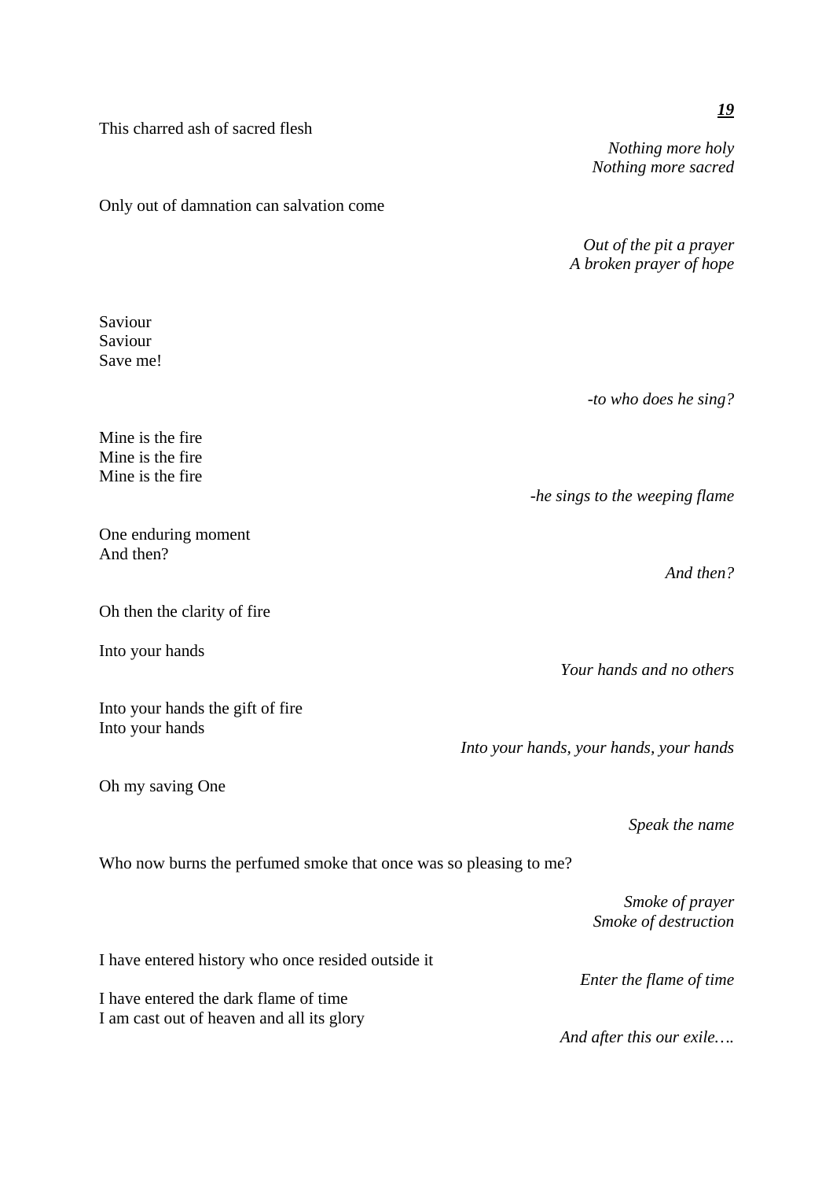**_19_**

This charred ash of sacred flesh

*Nothing more holy*
*Nothing more sacred*

Only out of damnation can salvation come

*Out of the pit a prayer*
*A broken prayer of hope*

Saviour
Saviour
Save me!

*-to who does he sing?*

Mine is the fire
Mine is the fire
Mine is the fire

*-he sings to the weeping flame*

One enduring moment
And then?

*And then?*

Oh then the clarity of fire

Into your hands

*Your hands and no others*

Into your hands the gift of fire
Into your hands

*Into your hands, your hands, your hands*

Oh my saving One

*Speak the name*

Who now burns the perfumed smoke that once was so pleasing to me?

*Smoke of prayer*
*Smoke of destruction*

I have entered history who once resided outside it

*Enter the flame of time*

I have entered the dark flame of time
I am cast out of heaven and all its glory

*And after this our exile….*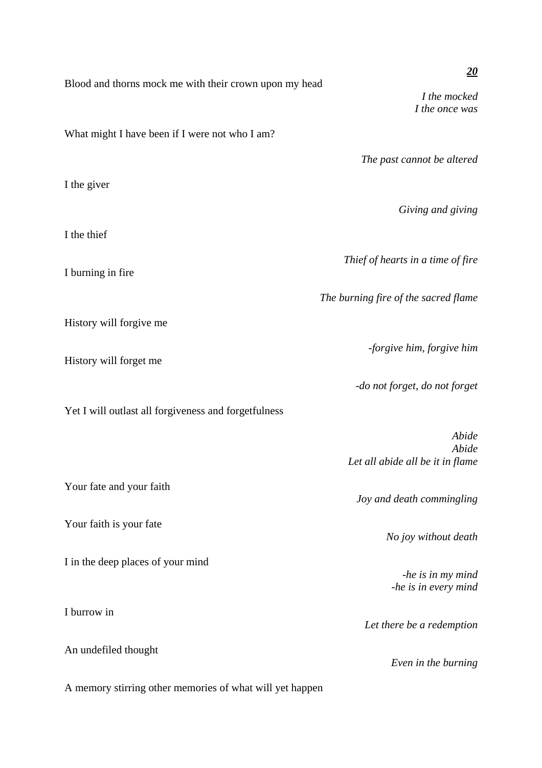***20***

Blood and thorns mock me with their crown upon my head

*I the mocked*
*I the once was*

What might I have been if I were not who I am?

*The past cannot be altered*

I the giver

*Giving and giving*

I the thief

*Thief of hearts in a time of fire*

I burning in fire

*The burning fire of the sacred flame*

History will forgive me

*-forgive him, forgive him*

History will forget me

*-do not forget, do not forget*

Yet I will outlast all forgiveness and forgetfulness

*Abide*
*Abide*
*Let all abide all be it in flame*

Your fate and your faith

*Joy and death commingling*

Your faith is your fate

*No joy without death*

I in the deep places of your mind

*-he is in my mind*
*-he is in every mind*

I burrow in

*Let there be a redemption*

An undefiled thought

*Even in the burning*

A memory stirring other memories of what will yet happen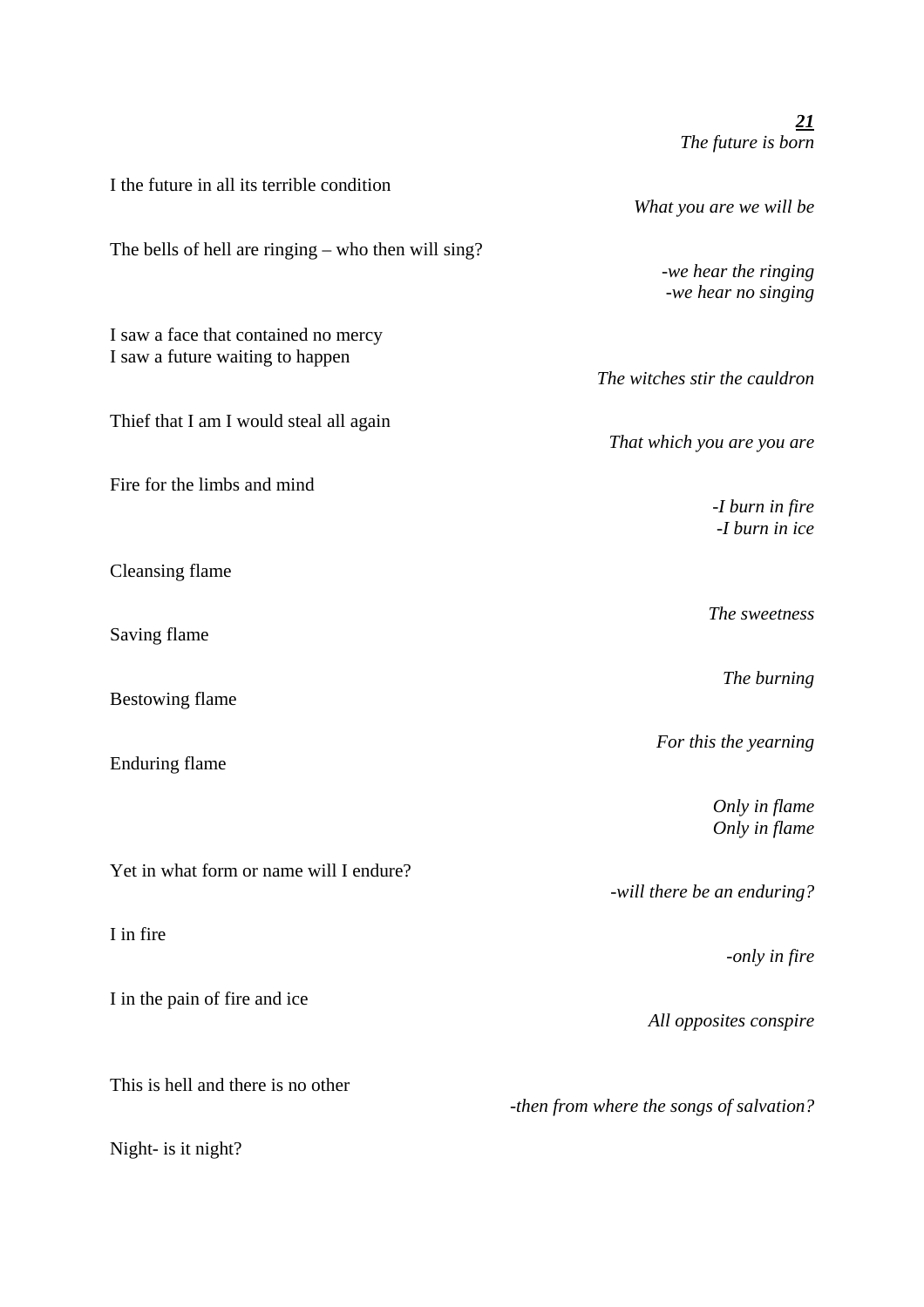**_21_**

*The future is born*

I the future in all its terrible condition

*What you are we will be*

The bells of hell are ringing – who then will sing?

*-we hear the ringing*
*-we hear no singing*

I saw a face that contained no mercy
I saw a future waiting to happen

*The witches stir the cauldron*

Thief that I am I would steal all again

*That which you are you are*

Fire for the limbs and mind

*-I burn in fire*
*-I burn in ice*

Cleansing flame

*The sweetness*

Saving flame

*The burning*

Bestowing flame

*For this the yearning*

Enduring flame

*Only in flame*
*Only in flame*

Yet in what form or name will I endure?

*-will there be an enduring?*

I in fire

*-only in fire*

I in the pain of fire and ice

*All opposites conspire*

This is hell and there is no other

*-then from where the songs of salvation?*

Night- is it night?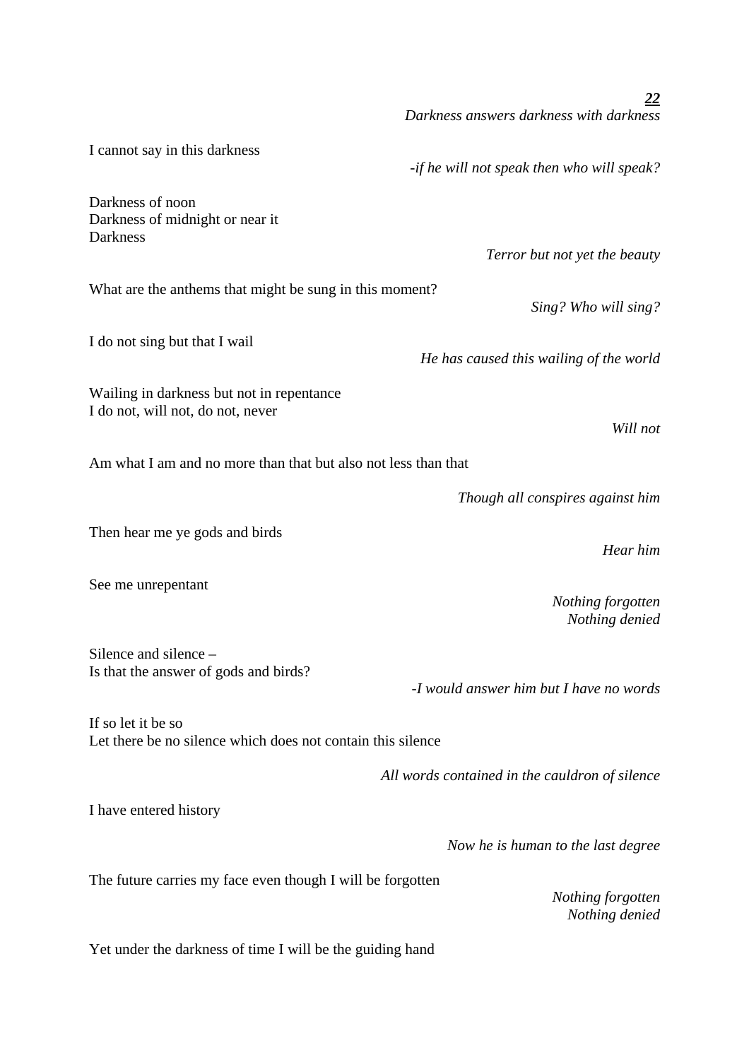***22***

*Darkness answers darkness with darkness*

I cannot say in this darkness

*-if he will not speak then who will speak?*

Darkness of noon
Darkness of midnight or near it
Darkness

*Terror but not yet the beauty*

What are the anthems that might be sung in this moment?

*Sing? Who will sing?*

I do not sing but that I wail

*He has caused this wailing of the world*

Wailing in darkness but not in repentance
I do not, will not, do not, never

*Will not*

Am what I am and no more than that but also not less than that

*Though all conspires against him*

Then hear me ye gods and birds

*Hear him*

See me unrepentant

*Nothing forgotten*
*Nothing denied*

Silence and silence –
Is that the answer of gods and birds?

*-I would answer him but I have no words*

If so let it be so
Let there be no silence which does not contain this silence

*All words contained in the cauldron of silence*

I have entered history

*Now he is human to the last degree*

The future carries my face even though I will be forgotten

*Nothing forgotten*
*Nothing denied*

Yet under the darkness of time I will be the guiding hand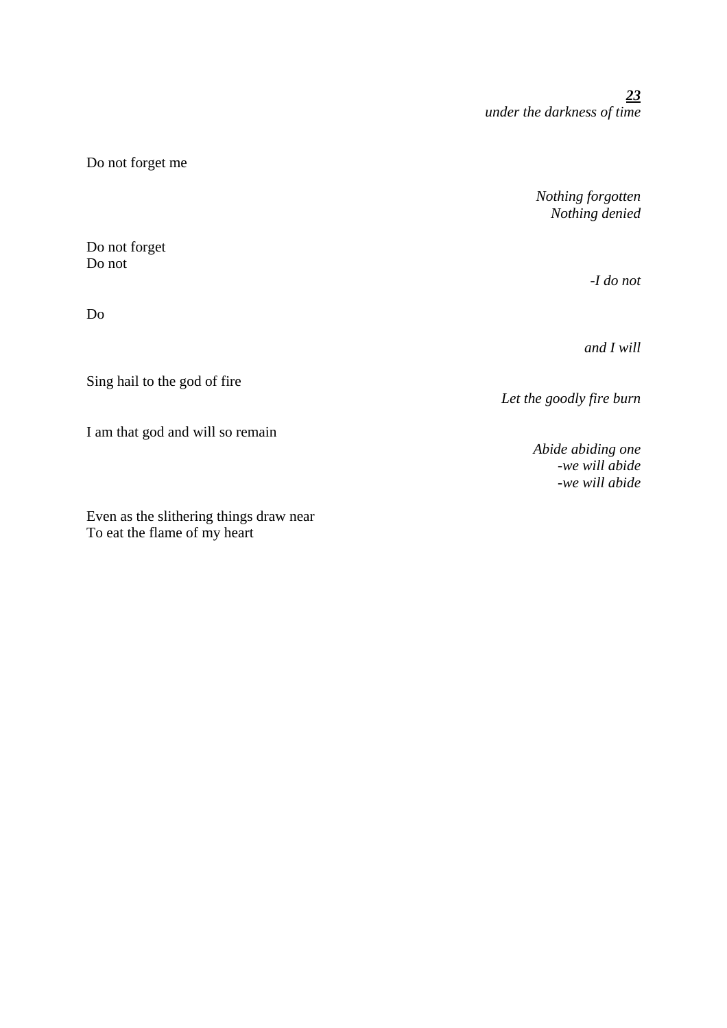***23***
*under the darkness of time*

Do not forget me

*Nothing forgotten*
*Nothing denied*

Do not forget
Do not

*-I do not*

Do

*and I will*

Sing hail to the god of fire

*Let the goodly fire burn*

I am that god and will so remain

*Abide abiding one*
*-we will abide*
*-we will abide*

Even as the slithering things draw near
To eat the flame of my heart